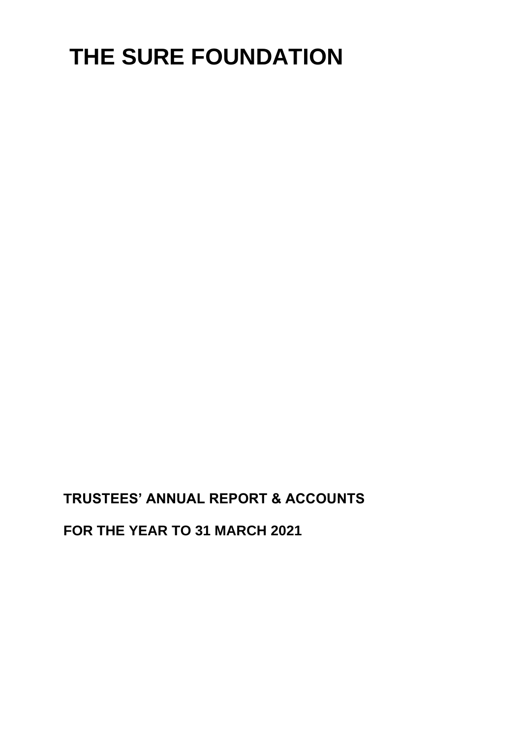# THE SURE FOUNDATION

**TRUSTEES' ANNUAL REPORT & ACCOUNTS**

**FOR THE YEAR TO 31 MARCH 2021**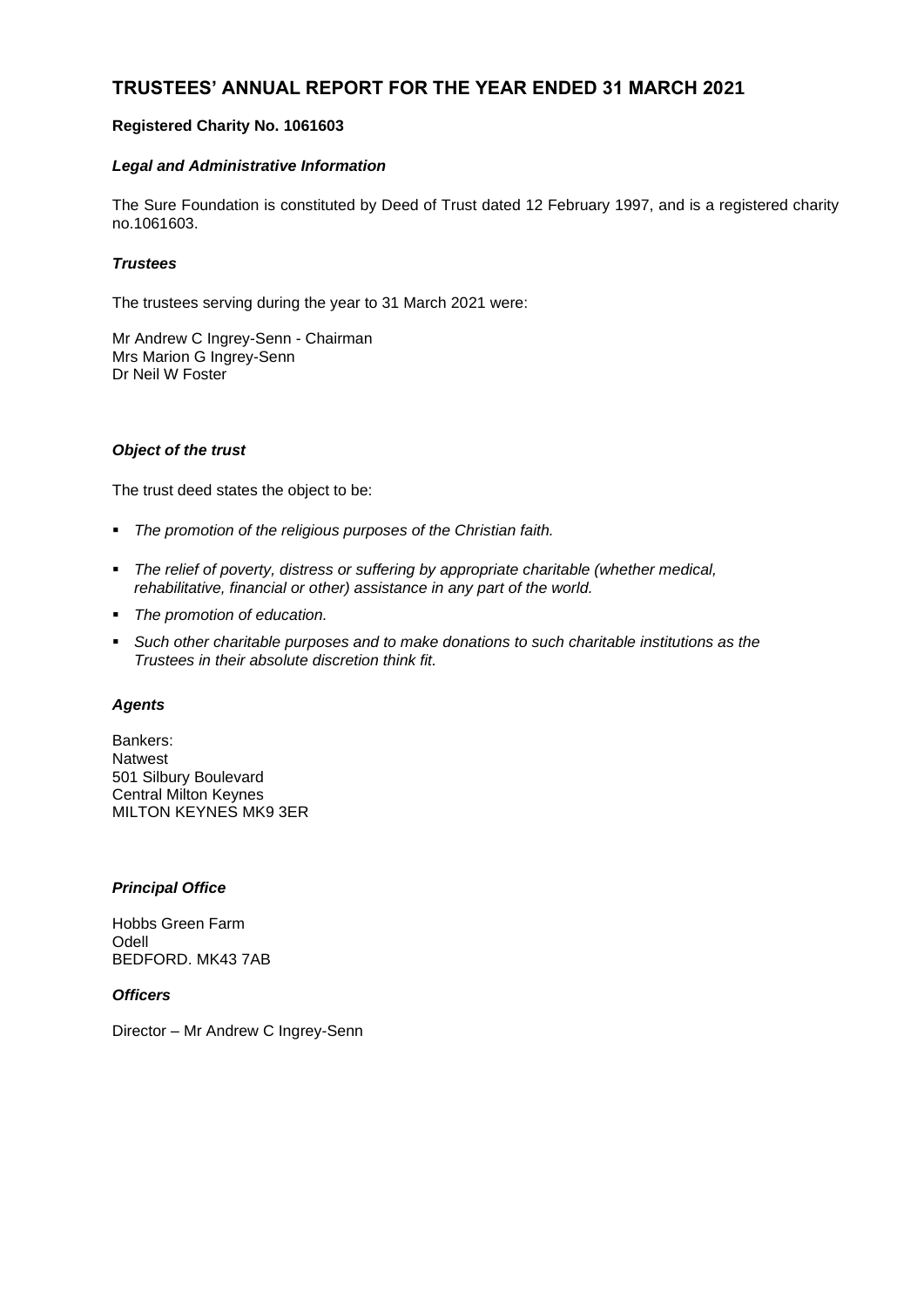# TRUSTEES' ANNUAL REPORT FOR THE YEAR ENDED 31 MARCH 2021

**Registered Charity No. 1061603**

***Legal and Administrative Information***

The Sure Foundation is constituted by Deed of Trust dated 12 February 1997, and is a registered charity no.1061603.

***Trustees***

The trustees serving during the year to 31 March 2021 were:

Mr Andrew C Ingrey-Senn - Chairman
Mrs Marion G Ingrey-Senn
Dr Neil W Foster

***Object of the trust***

The trust deed states the object to be:

- *The promotion of the religious purposes of the Christian faith.*
- *The relief of poverty, distress or suffering by appropriate charitable (whether medical, rehabilitative, financial or other) assistance in any part of the world.*
- *The promotion of education.*
- *Such other charitable purposes and to make donations to such charitable institutions as the Trustees in their absolute discretion think fit.*

***Agents***

Bankers:
Natwest
501 Silbury Boulevard
Central Milton Keynes
MILTON KEYNES MK9 3ER

***Principal Office***

Hobbs Green Farm
Odell
BEDFORD. MK43 7AB

***Officers***

Director – Mr Andrew C Ingrey-Senn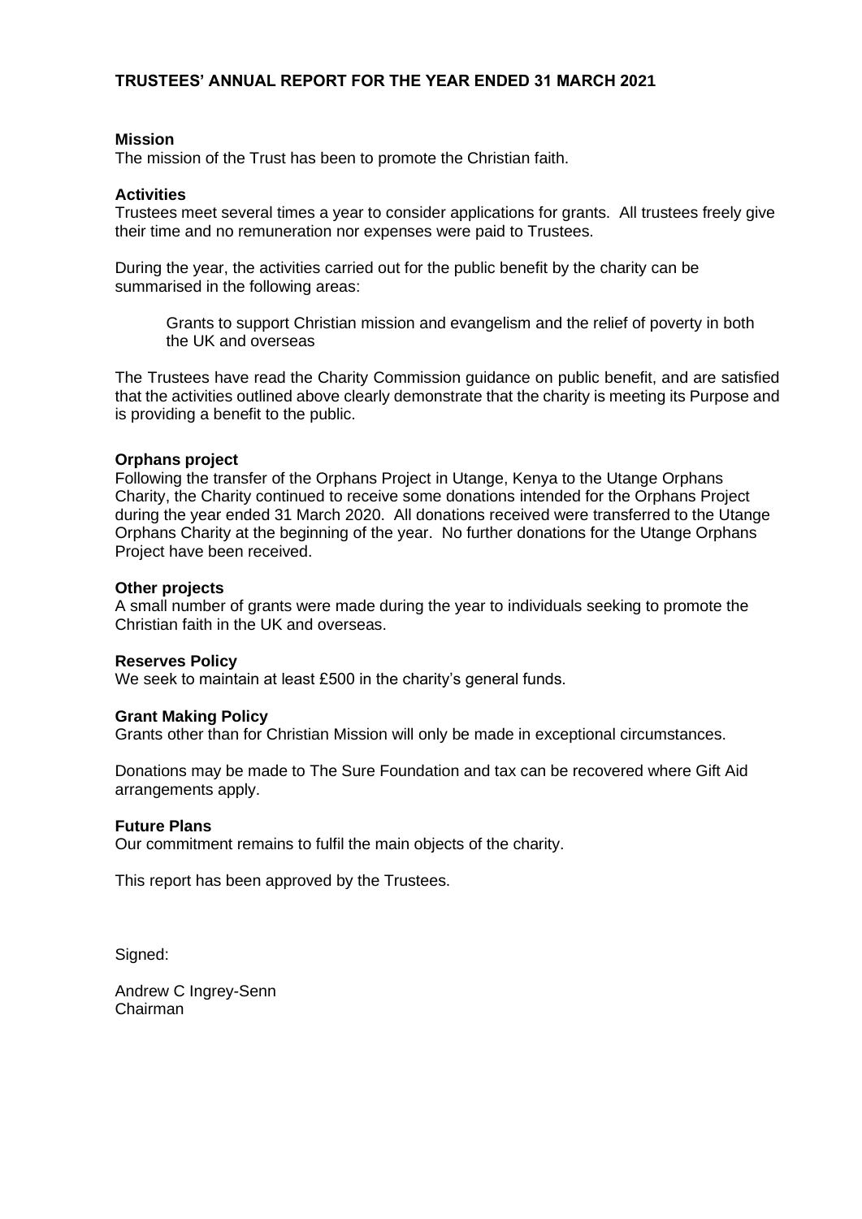# TRUSTEES' ANNUAL REPORT FOR THE YEAR ENDED 31 MARCH 2021

**Mission**

The mission of the Trust has been to promote the Christian faith.

**Activities**

Trustees meet several times a year to consider applications for grants. All trustees freely give their time and no remuneration nor expenses were paid to Trustees.

During the year, the activities carried out for the public benefit by the charity can be summarised in the following areas:

> Grants to support Christian mission and evangelism and the relief of poverty in both the UK and overseas

The Trustees have read the Charity Commission guidance on public benefit, and are satisfied that the activities outlined above clearly demonstrate that the charity is meeting its Purpose and is providing a benefit to the public.

**Orphans project**

Following the transfer of the Orphans Project in Utange, Kenya to the Utange Orphans Charity, the Charity continued to receive some donations intended for the Orphans Project during the year ended 31 March 2020. All donations received were transferred to the Utange Orphans Charity at the beginning of the year. No further donations for the Utange Orphans Project have been received.

**Other projects**

A small number of grants were made during the year to individuals seeking to promote the Christian faith in the UK and overseas.

**Reserves Policy**

We seek to maintain at least £500 in the charity's general funds.

**Grant Making Policy**

Grants other than for Christian Mission will only be made in exceptional circumstances.

Donations may be made to The Sure Foundation and tax can be recovered where Gift Aid arrangements apply.

**Future Plans**

Our commitment remains to fulfil the main objects of the charity.

This report has been approved by the Trustees.

Signed:

Andrew C Ingrey-Senn
Chairman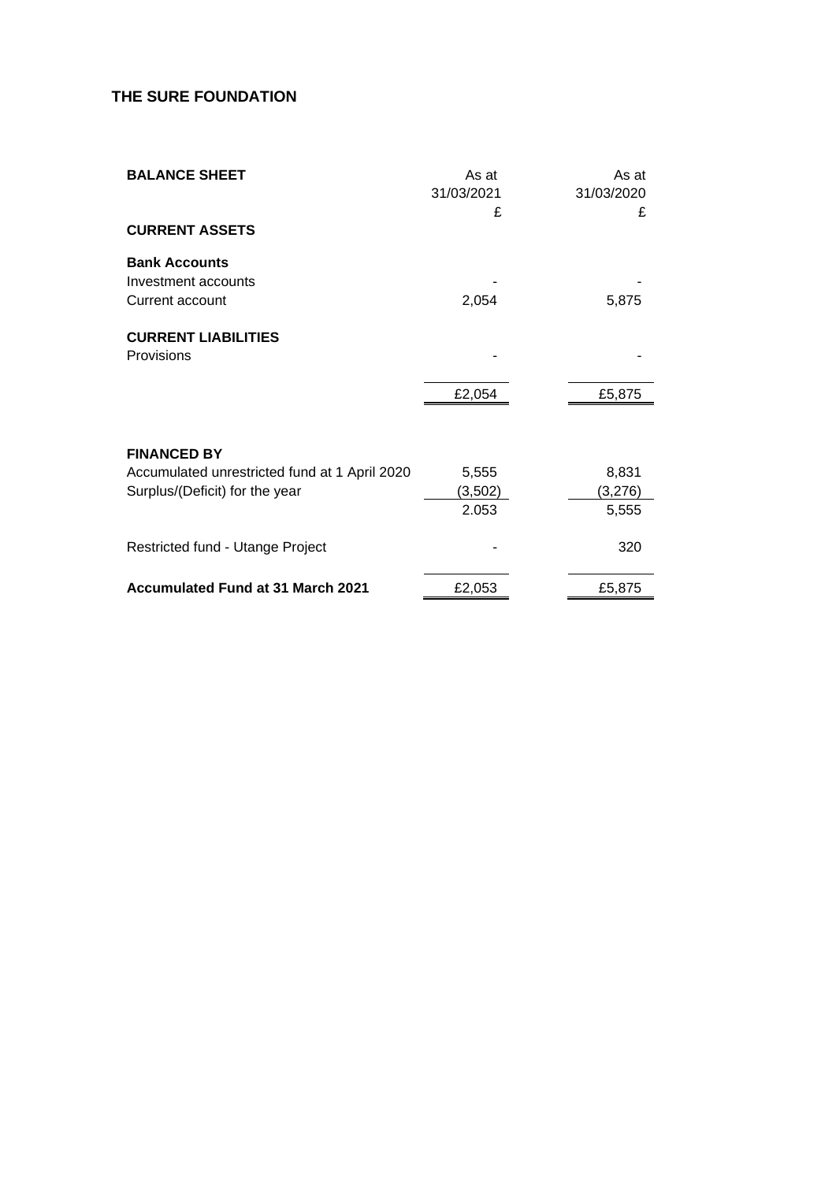**THE SURE FOUNDATION**

| **BALANCE SHEET** | As at 31/03/2021 £ | As at 31/03/2020 £ |
|---|---|---|
| **CURRENT ASSETS** | | |
| **Bank Accounts** | | |
| Investment accounts | - | - |
| Current account | 2,054 | 5,875 |
| **CURRENT LIABILITIES** | | |
| Provisions | - | - |
| | £2,054 | £5,875 |
| **FINANCED BY** | | |
| Accumulated unrestricted fund at 1 April 2020 | 5,555 | 8,831 |
| Surplus/(Deficit) for the year | (3,502) | (3,276) |
| | 2.053 | 5,555 |
| Restricted fund - Utange Project | - | 320 |
| **Accumulated Fund at 31 March 2021** | £2,053 | £5,875 |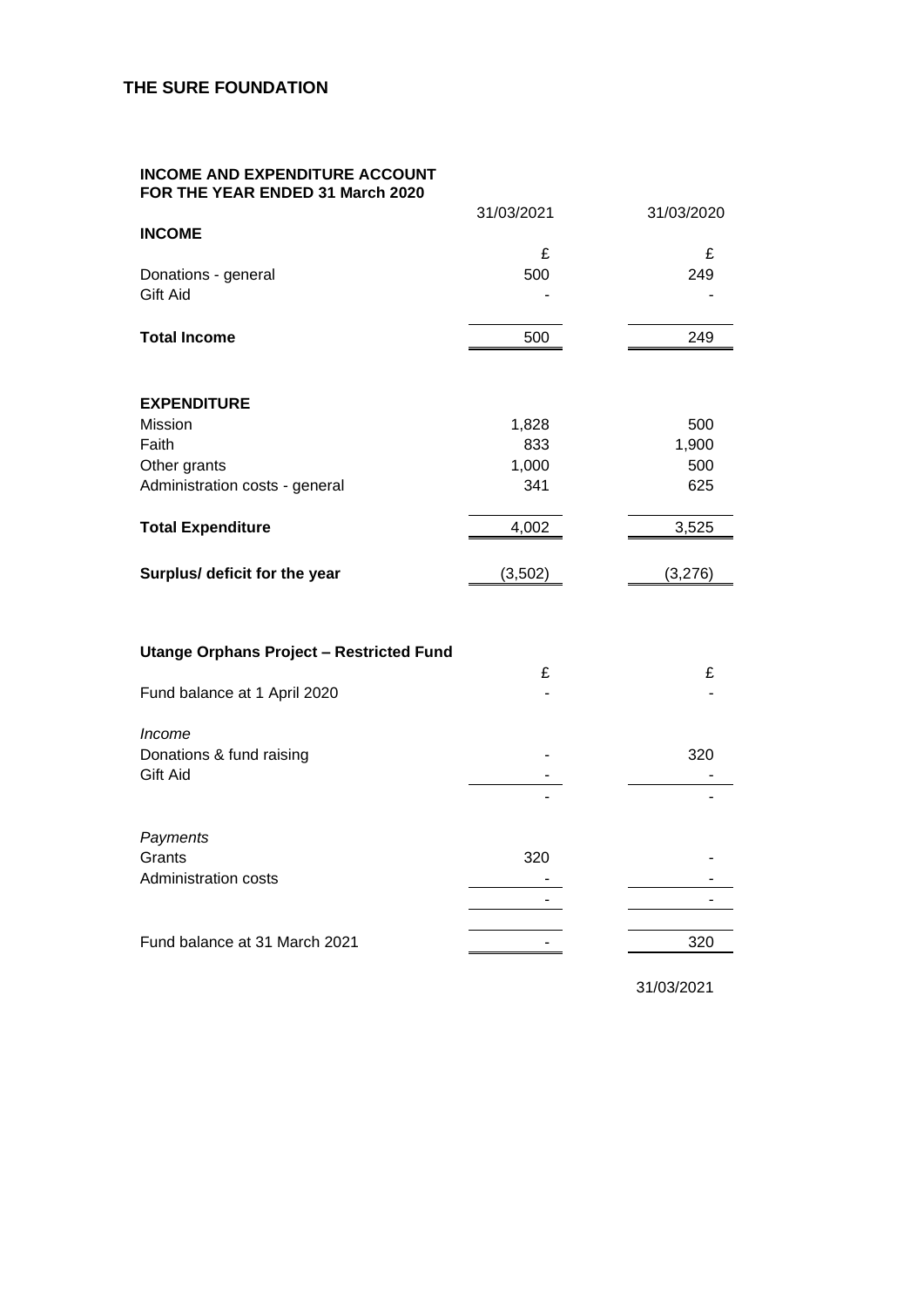# THE SURE FOUNDATION

## INCOME AND EXPENDITURE ACCOUNT
## FOR THE YEAR ENDED 31 March 2020

| | 31/03/2021 | 31/03/2020 |
|---|---|---|
| **INCOME** | | |
| | £ | £ |
| Donations - general | 500 | 249 |
| Gift Aid | - | - |
| **Total Income** | 500 | 249 |
| | | |
| **EXPENDITURE** | | |
| Mission | 1,828 | 500 |
| Faith | 833 | 1,900 |
| Other grants | 1,000 | 500 |
| Administration costs - general | 341 | 625 |
| **Total Expenditure** | 4,002 | 3,525 |
| | | |
| **Surplus/ deficit for the year** | (3,502) | (3,276) |

## Utange Orphans Project – Restricted Fund

| | | |
|---|---|---|
| | £ | £ |
| Fund balance at 1 April 2020 | - | - |
| *Income* | | |
| Donations & fund raising | - | 320 |
| Gift Aid | - | - |
| | - | - |
| *Payments* | | |
| Grants | 320 | - |
| Administration costs | - | - |
| | - | - |
| Fund balance at 31 March 2021 | - | 320 |

31/03/2021